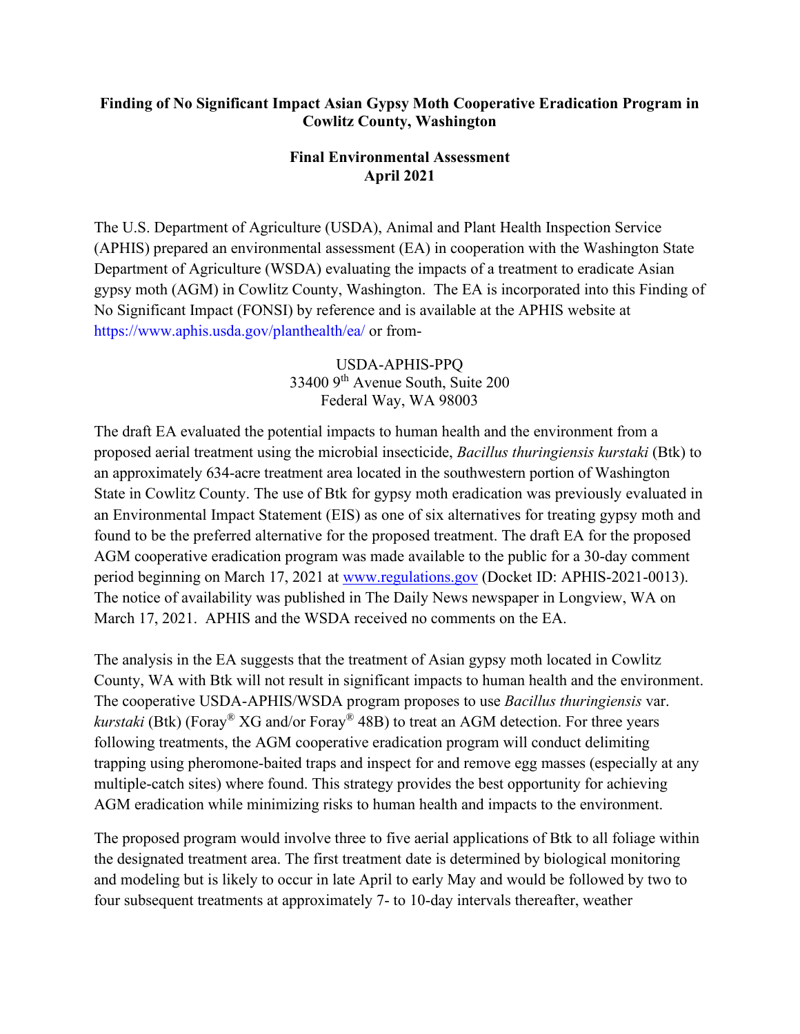**Finding of No Significant Impact Asian Gypsy Moth Cooperative Eradication Program in Cowlitz County, Washington**

**Final Environmental Assessment**
**April 2021**

The U.S. Department of Agriculture (USDA), Animal and Plant Health Inspection Service (APHIS) prepared an environmental assessment (EA) in cooperation with the Washington State Department of Agriculture (WSDA) evaluating the impacts of a treatment to eradicate Asian gypsy moth (AGM) in Cowlitz County, Washington. The EA is incorporated into this Finding of No Significant Impact (FONSI) by reference and is available at the APHIS website at https://www.aphis.usda.gov/planthealth/ea/ or from-

USDA-APHIS-PPQ
33400 9th Avenue South, Suite 200
Federal Way, WA 98003

The draft EA evaluated the potential impacts to human health and the environment from a proposed aerial treatment using the microbial insecticide, *Bacillus thuringiensis kurstaki* (Btk) to an approximately 634-acre treatment area located in the southwestern portion of Washington State in Cowlitz County. The use of Btk for gypsy moth eradication was previously evaluated in an Environmental Impact Statement (EIS) as one of six alternatives for treating gypsy moth and found to be the preferred alternative for the proposed treatment. The draft EA for the proposed AGM cooperative eradication program was made available to the public for a 30-day comment period beginning on March 17, 2021 at www.regulations.gov (Docket ID: APHIS-2021-0013). The notice of availability was published in The Daily News newspaper in Longview, WA on March 17, 2021. APHIS and the WSDA received no comments on the EA.

The analysis in the EA suggests that the treatment of Asian gypsy moth located in Cowlitz County, WA with Btk will not result in significant impacts to human health and the environment. The cooperative USDA-APHIS/WSDA program proposes to use *Bacillus thuringiensis* var. *kurstaki* (Btk) (Foray® XG and/or Foray® 48B) to treat an AGM detection. For three years following treatments, the AGM cooperative eradication program will conduct delimiting trapping using pheromone-baited traps and inspect for and remove egg masses (especially at any multiple-catch sites) where found. This strategy provides the best opportunity for achieving AGM eradication while minimizing risks to human health and impacts to the environment.

The proposed program would involve three to five aerial applications of Btk to all foliage within the designated treatment area. The first treatment date is determined by biological monitoring and modeling but is likely to occur in late April to early May and would be followed by two to four subsequent treatments at approximately 7- to 10-day intervals thereafter, weather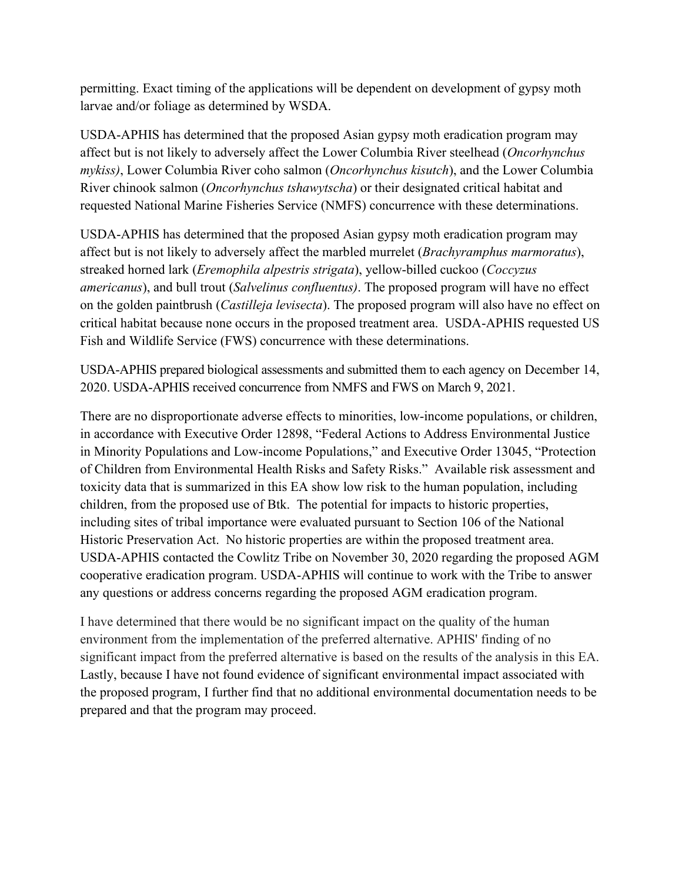permitting. Exact timing of the applications will be dependent on development of gypsy moth larvae and/or foliage as determined by WSDA.

USDA-APHIS has determined that the proposed Asian gypsy moth eradication program may affect but is not likely to adversely affect the Lower Columbia River steelhead (*Oncorhynchus mykiss)*, Lower Columbia River coho salmon (*Oncorhynchus kisutch*), and the Lower Columbia River chinook salmon (*Oncorhynchus tshawytscha*) or their designated critical habitat and requested National Marine Fisheries Service (NMFS) concurrence with these determinations.

USDA-APHIS has determined that the proposed Asian gypsy moth eradication program may affect but is not likely to adversely affect the marbled murrelet (*Brachyramphus marmoratus*), streaked horned lark (*Eremophila alpestris strigata*), yellow-billed cuckoo (*Coccyzus americanus*), and bull trout (*Salvelinus confluentus)*. The proposed program will have no effect on the golden paintbrush (*Castilleja levisecta*). The proposed program will also have no effect on critical habitat because none occurs in the proposed treatment area. USDA-APHIS requested US Fish and Wildlife Service (FWS) concurrence with these determinations.

USDA-APHIS prepared biological assessments and submitted them to each agency on December 14, 2020. USDA-APHIS received concurrence from NMFS and FWS on March 9, 2021.

There are no disproportionate adverse effects to minorities, low-income populations, or children, in accordance with Executive Order 12898, "Federal Actions to Address Environmental Justice in Minority Populations and Low-income Populations," and Executive Order 13045, "Protection of Children from Environmental Health Risks and Safety Risks." Available risk assessment and toxicity data that is summarized in this EA show low risk to the human population, including children, from the proposed use of Btk. The potential for impacts to historic properties, including sites of tribal importance were evaluated pursuant to Section 106 of the National Historic Preservation Act. No historic properties are within the proposed treatment area. USDA-APHIS contacted the Cowlitz Tribe on November 30, 2020 regarding the proposed AGM cooperative eradication program. USDA-APHIS will continue to work with the Tribe to answer any questions or address concerns regarding the proposed AGM eradication program.

I have determined that there would be no significant impact on the quality of the human environment from the implementation of the preferred alternative. APHIS' finding of no significant impact from the preferred alternative is based on the results of the analysis in this EA. Lastly, because I have not found evidence of significant environmental impact associated with the proposed program, I further find that no additional environmental documentation needs to be prepared and that the program may proceed.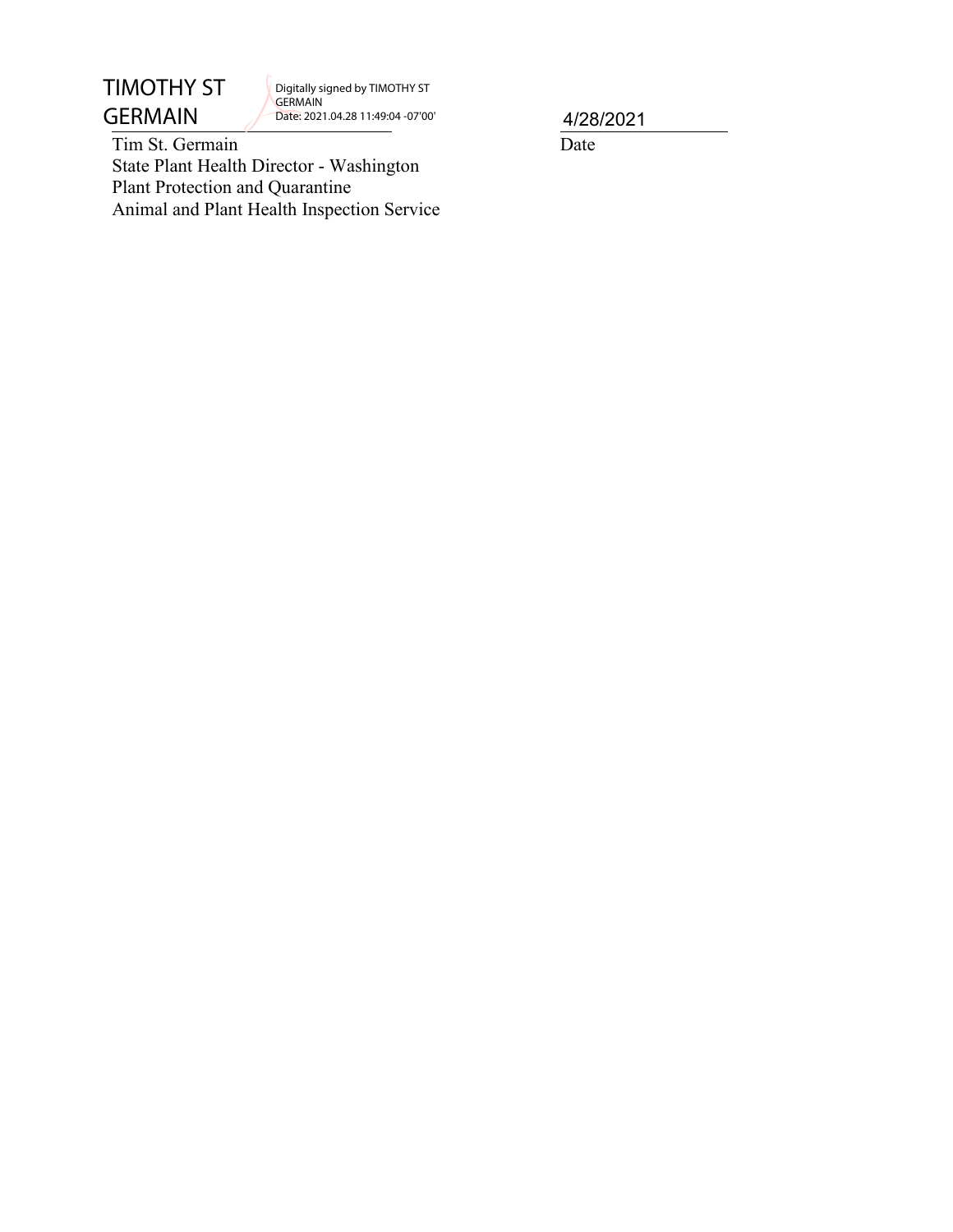TIMOTHY ST GERMAIN

Digitally signed by TIMOTHY ST GERMAIN
Date: 2021.04.28 11:49:04 -07'00'

4/28/2021

Tim St. Germain
State Plant Health Director - Washington
Plant Protection and Quarantine
Animal and Plant Health Inspection Service

Date